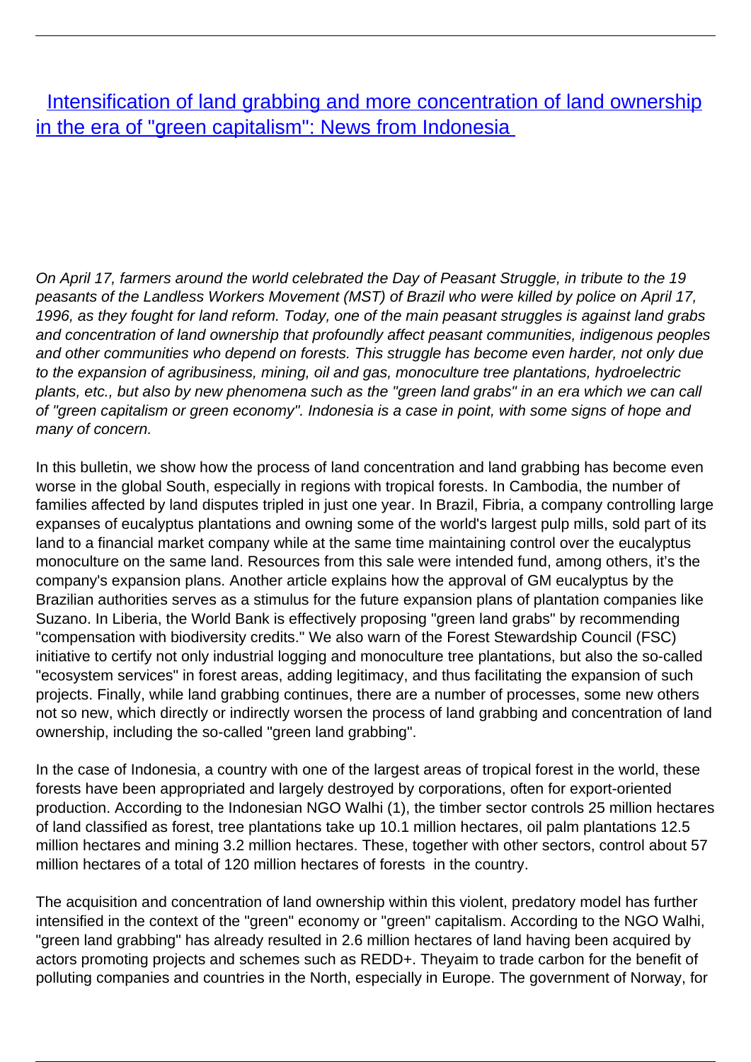# [Intensification of land grabbing and more concentration of land ownership in the era of "green capitalism": News from Indonesia](#)

*On April 17, farmers around the world celebrated the Day of Peasant Struggle, in tribute to the 19 peasants of the Landless Workers Movement (MST) of Brazil who were killed by police on April 17, 1996, as they fought for land reform. Today, one of the main peasant struggles is against land grabs and concentration of land ownership that profoundly affect peasant communities, indigenous peoples and other communities who depend on forests. This struggle has become even harder, not only due to the expansion of agribusiness, mining, oil and gas, monoculture tree plantations, hydroelectric plants, etc., but also by new phenomena such as the "green land grabs" in an era which we can call of "green capitalism or green economy". Indonesia is a case in point, with some signs of hope and many of concern.*

In this bulletin, we show how the process of land concentration and land grabbing has become even worse in the global South, especially in regions with tropical forests. In Cambodia, the number of families affected by land disputes tripled in just one year. In Brazil, Fibria, a company controlling large expanses of eucalyptus plantations and owning some of the world's largest pulp mills, sold part of its land to a financial market company while at the same time maintaining control over the eucalyptus monoculture on the same land. Resources from this sale were intended fund, among others, it's the company's expansion plans. Another article explains how the approval of GM eucalyptus by the Brazilian authorities serves as a stimulus for the future expansion plans of plantation companies like Suzano. In Liberia, the World Bank is effectively proposing "green land grabs" by recommending "compensation with biodiversity credits." We also warn of the Forest Stewardship Council (FSC) initiative to certify not only industrial logging and monoculture tree plantations, but also the so-called "ecosystem services" in forest areas, adding legitimacy, and thus facilitating the expansion of such projects. Finally, while land grabbing continues, there are a number of processes, some new others not so new, which directly or indirectly worsen the process of land grabbing and concentration of land ownership, including the so-called "green land grabbing".

In the case of Indonesia, a country with one of the largest areas of tropical forest in the world, these forests have been appropriated and largely destroyed by corporations, often for export-oriented production. According to the Indonesian NGO Walhi (1), the timber sector controls 25 million hectares of land classified as forest, tree plantations take up 10.1 million hectares, oil palm plantations 12.5 million hectares and mining 3.2 million hectares. These, together with other sectors, control about 57 million hectares of a total of 120 million hectares of forests in the country.

The acquisition and concentration of land ownership within this violent, predatory model has further intensified in the context of the "green" economy or "green" capitalism. According to the NGO Walhi, "green land grabbing" has already resulted in 2.6 million hectares of land having been acquired by actors promoting projects and schemes such as REDD+. Theyaim to trade carbon for the benefit of polluting companies and countries in the North, especially in Europe. The government of Norway, for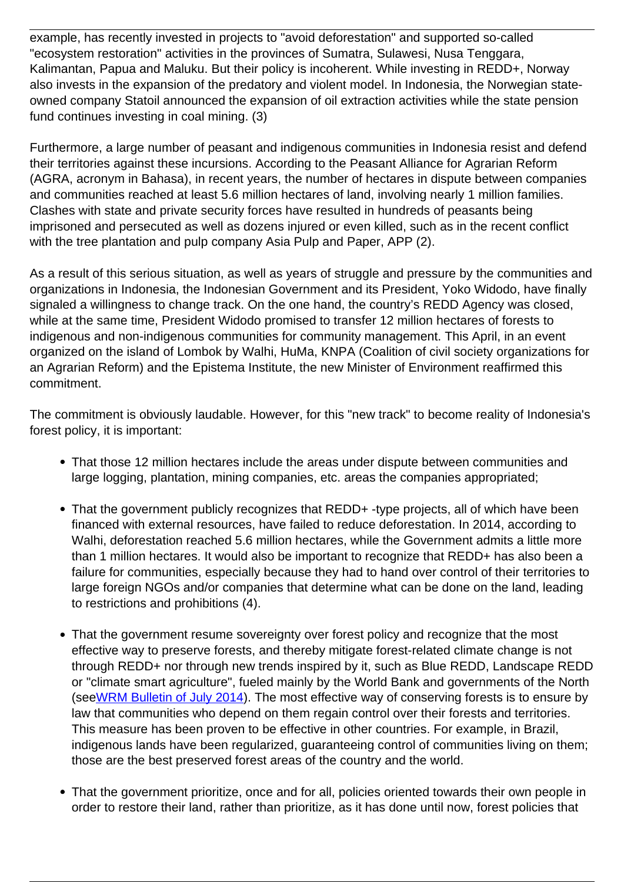example, has recently invested in projects to "avoid deforestation" and supported so-called "ecosystem restoration" activities in the provinces of Sumatra, Sulawesi, Nusa Tenggara, Kalimantan, Papua and Maluku. But their policy is incoherent. While investing in REDD+, Norway also invests in the expansion of the predatory and violent model. In Indonesia, the Norwegian state-owned company Statoil announced the expansion of oil extraction activities while the state pension fund continues investing in coal mining. (3)

Furthermore, a large number of peasant and indigenous communities in Indonesia resist and defend their territories against these incursions. According to the Peasant Alliance for Agrarian Reform (AGRA, acronym in Bahasa), in recent years, the number of hectares in dispute between companies and communities reached at least 5.6 million hectares of land, involving nearly 1 million families. Clashes with state and private security forces have resulted in hundreds of peasants being imprisoned and persecuted as well as dozens injured or even killed, such as in the recent conflict with the tree plantation and pulp company Asia Pulp and Paper, APP (2).

As a result of this serious situation, as well as years of struggle and pressure by the communities and organizations in Indonesia, the Indonesian Government and its President, Yoko Widodo, have finally signaled a willingness to change track. On the one hand, the country's REDD Agency was closed, while at the same time, President Widodo promised to transfer 12 million hectares of forests to indigenous and non-indigenous communities for community management. This April, in an event organized on the island of Lombok by Walhi, HuMa, KNPA (Coalition of civil society organizations for an Agrarian Reform) and the Epistema Institute, the new Minister of Environment reaffirmed this commitment.

The commitment is obviously laudable. However, for this "new track" to become reality of Indonesia's forest policy, it is important:

- That those 12 million hectares include the areas under dispute between communities and large logging, plantation, mining companies, etc. areas the companies appropriated;
- That the government publicly recognizes that REDD+ -type projects, all of which have been financed with external resources, have failed to reduce deforestation. In 2014, according to Walhi, deforestation reached 5.6 million hectares, while the Government admits a little more than 1 million hectares. It would also be important to recognize that REDD+ has also been a failure for communities, especially because they had to hand over control of their territories to large foreign NGOs and/or companies that determine what can be done on the land, leading to restrictions and prohibitions (4).
- That the government resume sovereignty over forest policy and recognize that the most effective way to preserve forests, and thereby mitigate forest-related climate change is not through REDD+ nor through new trends inspired by it, such as Blue REDD, Landscape REDD or "climate smart agriculture", fueled mainly by the World Bank and governments of the North (seeWRM Bulletin of July 2014). The most effective way of conserving forests is to ensure by law that communities who depend on them regain control over their forests and territories. This measure has been proven to be effective in other countries. For example, in Brazil, indigenous lands have been regularized, guaranteeing control of communities living on them; those are the best preserved forest areas of the country and the world.
- That the government prioritize, once and for all, policies oriented towards their own people in order to restore their land, rather than prioritize, as it has done until now, forest policies that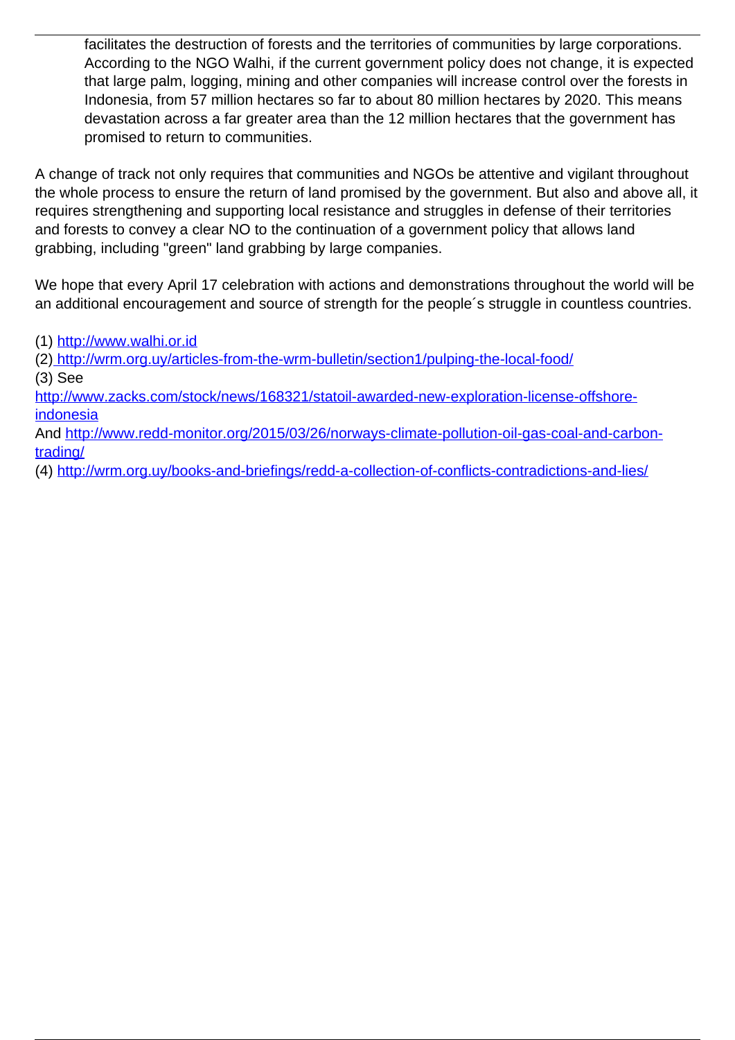facilitates the destruction of forests and the territories of communities by large corporations. According to the NGO Walhi, if the current government policy does not change, it is expected that large palm, logging, mining and other companies will increase control over the forests in Indonesia, from 57 million hectares so far to about 80 million hectares by 2020. This means devastation across a far greater area than the 12 million hectares that the government has promised to return to communities.

A change of track not only requires that communities and NGOs be attentive and vigilant throughout the whole process to ensure the return of land promised by the government. But also and above all, it requires strengthening and supporting local resistance and struggles in defense of their territories and forests to convey a clear NO to the continuation of a government policy that allows land grabbing, including "green" land grabbing by large companies.

We hope that every April 17 celebration with actions and demonstrations throughout the world will be an additional encouragement and source of strength for the people´s struggle in countless countries.

(1) http://www.walhi.or.id
(2) http://wrm.org.uy/articles-from-the-wrm-bulletin/section1/pulping-the-local-food/
(3) See
http://www.zacks.com/stock/news/168321/statoil-awarded-new-exploration-license-offshore-indonesia
And http://www.redd-monitor.org/2015/03/26/norways-climate-pollution-oil-gas-coal-and-carbon-trading/
(4) http://wrm.org.uy/books-and-briefings/redd-a-collection-of-conflicts-contradictions-and-lies/